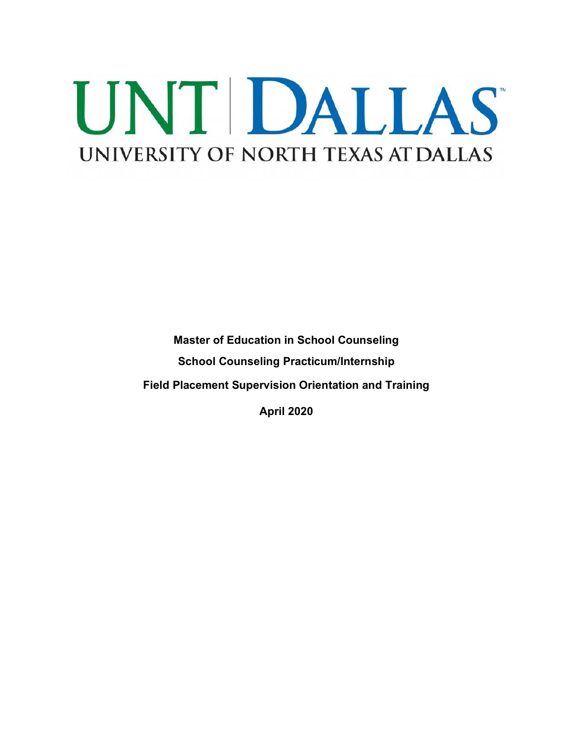UNT | DALLAS™

UNIVERSITY OF NORTH TEXAS AT DALLAS

**Master of Education in School Counseling**

**School Counseling Practicum/Internship**

**Field Placement Supervision Orientation and Training**

**April 2020**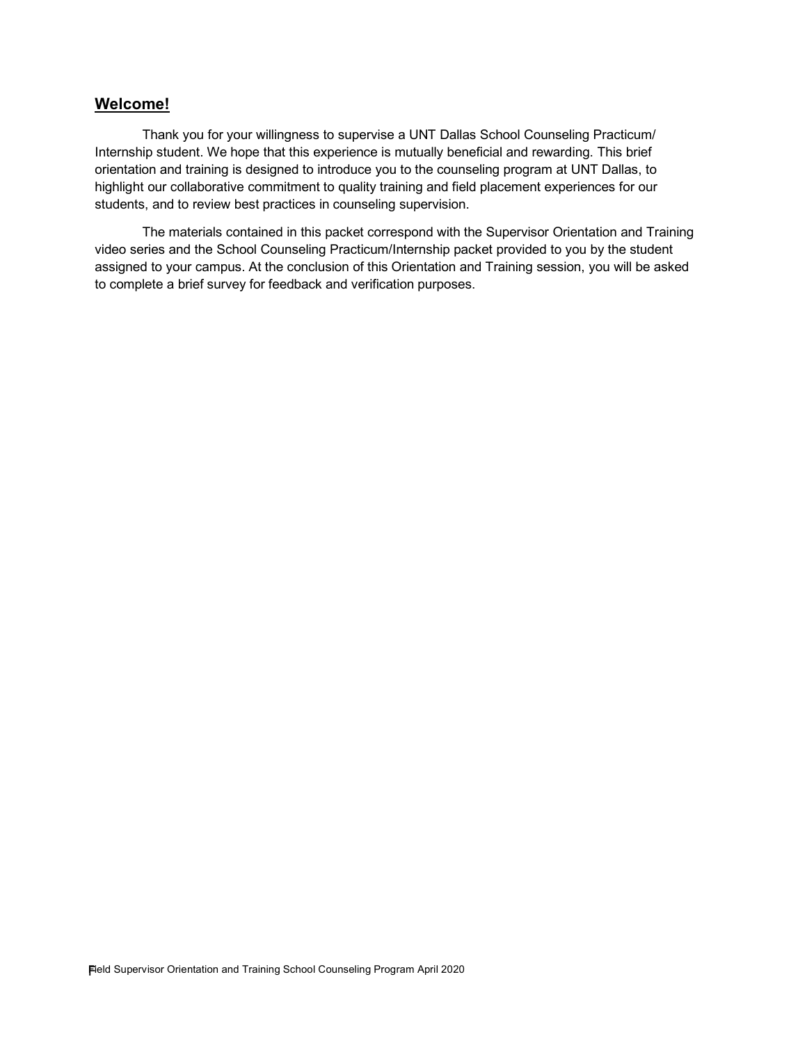## Welcome!

Thank you for your willingness to supervise a UNT Dallas School Counseling Practicum/ Internship student. We hope that this experience is mutually beneficial and rewarding. This brief orientation and training is designed to introduce you to the counseling program at UNT Dallas, to highlight our collaborative commitment to quality training and field placement experiences for our students, and to review best practices in counseling supervision.

The materials contained in this packet correspond with the Supervisor Orientation and Training video series and the School Counseling Practicum/Internship packet provided to you by the student assigned to your campus. At the conclusion of this Orientation and Training session, you will be asked to complete a brief survey for feedback and verification purposes.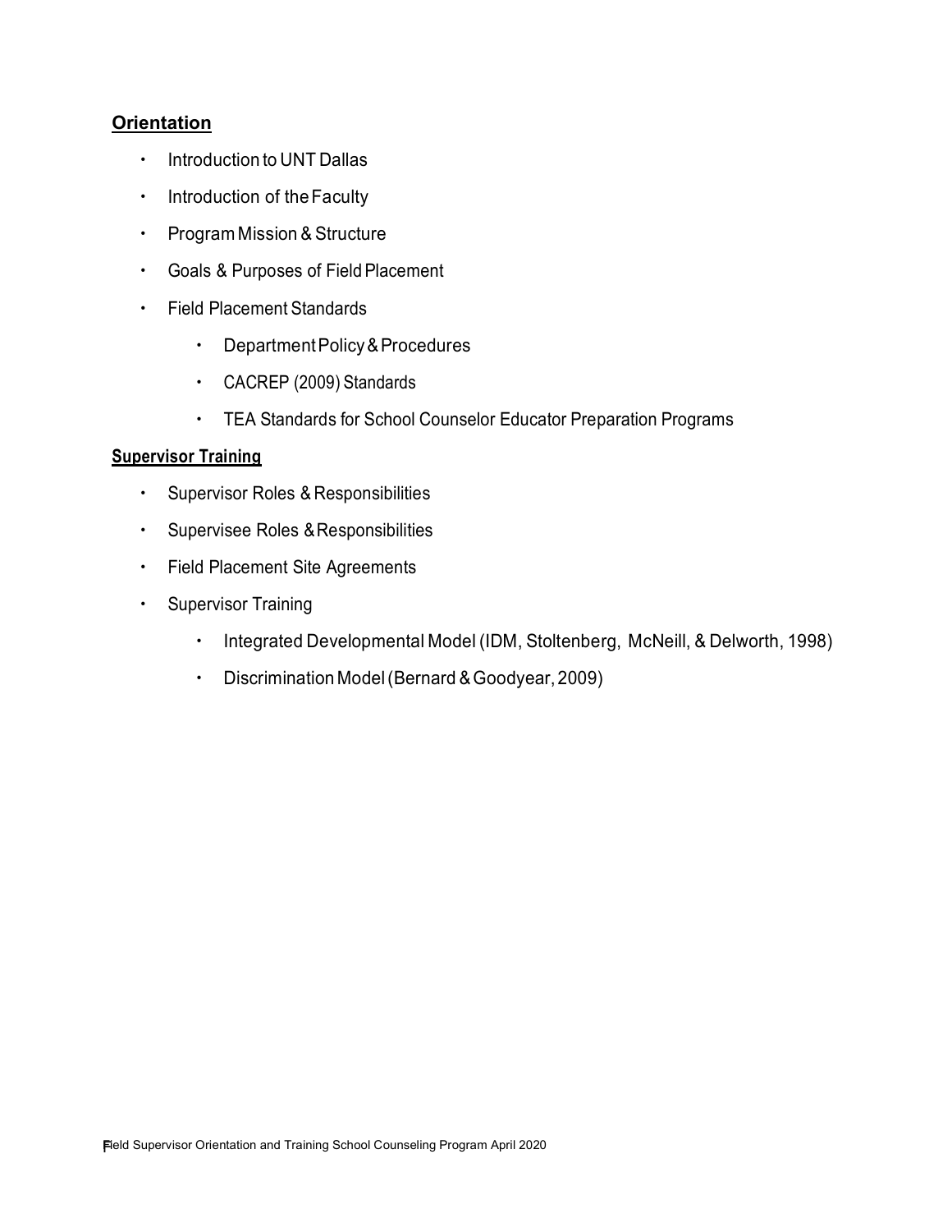## Orientation

- Introduction to UNT Dallas
- Introduction of the Faculty
- Program Mission & Structure
- Goals & Purposes of Field Placement
- Field Placement Standards
  - Department Policy & Procedures
  - CACREP (2009) Standards
  - TEA Standards for School Counselor Educator Preparation Programs

## Supervisor Training

- Supervisor Roles & Responsibilities
- Supervisee Roles & Responsibilities
- Field Placement Site Agreements
- Supervisor Training
  - Integrated Developmental Model (IDM, Stoltenberg, McNeill, & Delworth, 1998)
  - Discrimination Model (Bernard & Goodyear, 2009)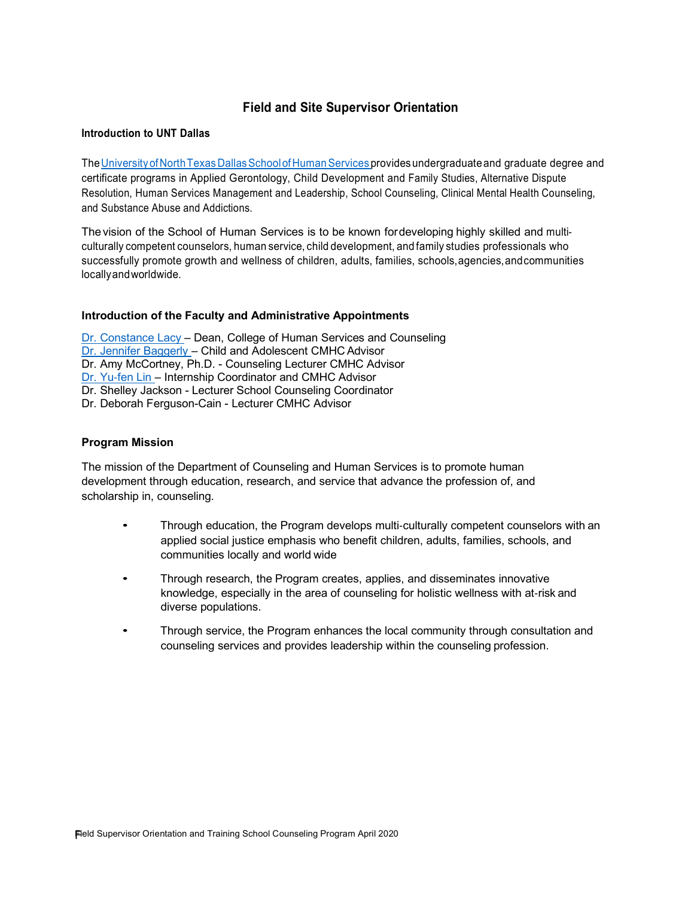# Field and Site Supervisor Orientation

### Introduction to UNT Dallas

The University of North Texas Dallas School of Human Services provides undergraduate and graduate degree and certificate programs in Applied Gerontology, Child Development and Family Studies, Alternative Dispute Resolution, Human Services Management and Leadership, School Counseling, Clinical Mental Health Counseling, and Substance Abuse and Addictions.

The vision of the School of Human Services is to be known for developing highly skilled and multi-culturally competent counselors, human service, child development, and family studies professionals who successfully promote growth and wellness of children, adults, families, schools, agencies, and communities locally and worldwide.

### Introduction of the Faculty and Administrative Appointments

Dr. Constance Lacy – Dean, College of Human Services and Counseling
Dr. Jennifer Baggerly – Child and Adolescent CMHC Advisor
Dr. Amy McCortney, Ph.D. - Counseling Lecturer CMHC Advisor
Dr. Yu-fen Lin – Internship Coordinator and CMHC Advisor
Dr. Shelley Jackson - Lecturer School Counseling Coordinator
Dr. Deborah Ferguson-Cain - Lecturer CMHC Advisor

### Program Mission

The mission of the Department of Counseling and Human Services is to promote human development through education, research, and service that advance the profession of, and scholarship in, counseling.

- Through education, the Program develops multi-culturally competent counselors with an applied social justice emphasis who benefit children, adults, families, schools, and communities locally and world wide
- Through research, the Program creates, applies, and disseminates innovative knowledge, especially in the area of counseling for holistic wellness with at-risk and diverse populations.
- Through service, the Program enhances the local community through consultation and counseling services and provides leadership within the counseling profession.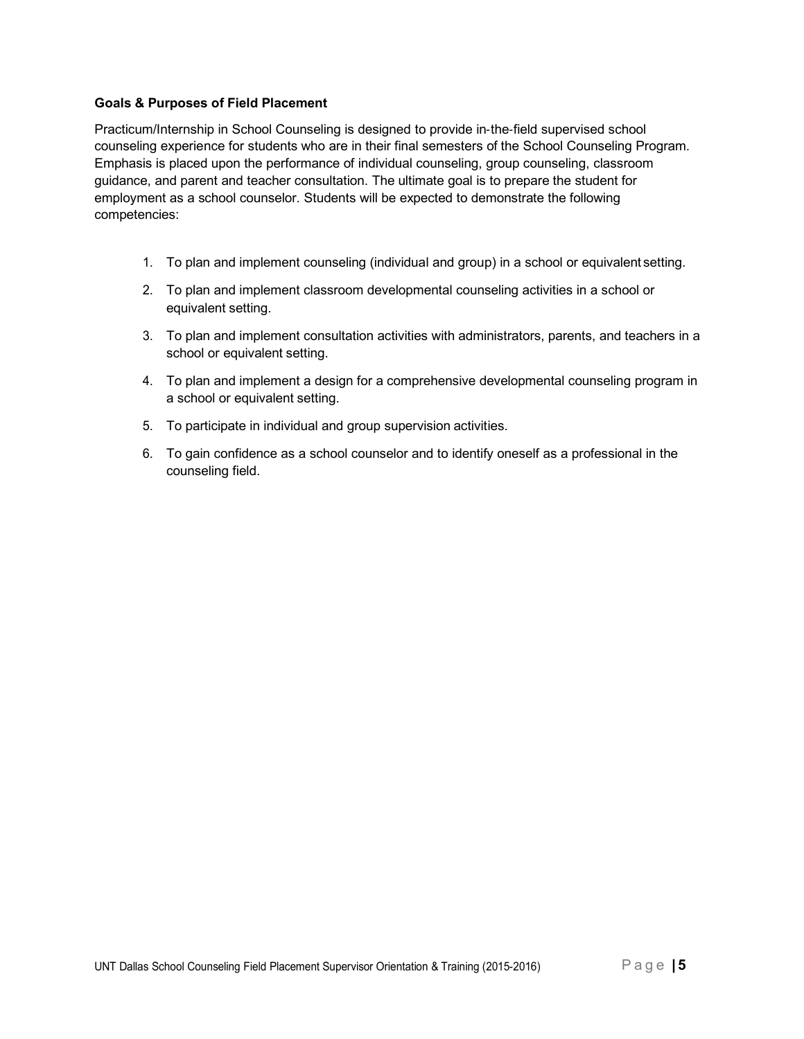**Goals & Purposes of Field Placement**

Practicum/Internship in School Counseling is designed to provide in-the-field supervised school counseling experience for students who are in their final semesters of the School Counseling Program. Emphasis is placed upon the performance of individual counseling, group counseling, classroom guidance, and parent and teacher consultation. The ultimate goal is to prepare the student for employment as a school counselor. Students will be expected to demonstrate the following competencies:

1. To plan and implement counseling (individual and group) in a school or equivalent setting.
2. To plan and implement classroom developmental counseling activities in a school or equivalent setting.
3. To plan and implement consultation activities with administrators, parents, and teachers in a school or equivalent setting.
4. To plan and implement a design for a comprehensive developmental counseling program in a school or equivalent setting.
5. To participate in individual and group supervision activities.
6. To gain confidence as a school counselor and to identify oneself as a professional in the counseling field.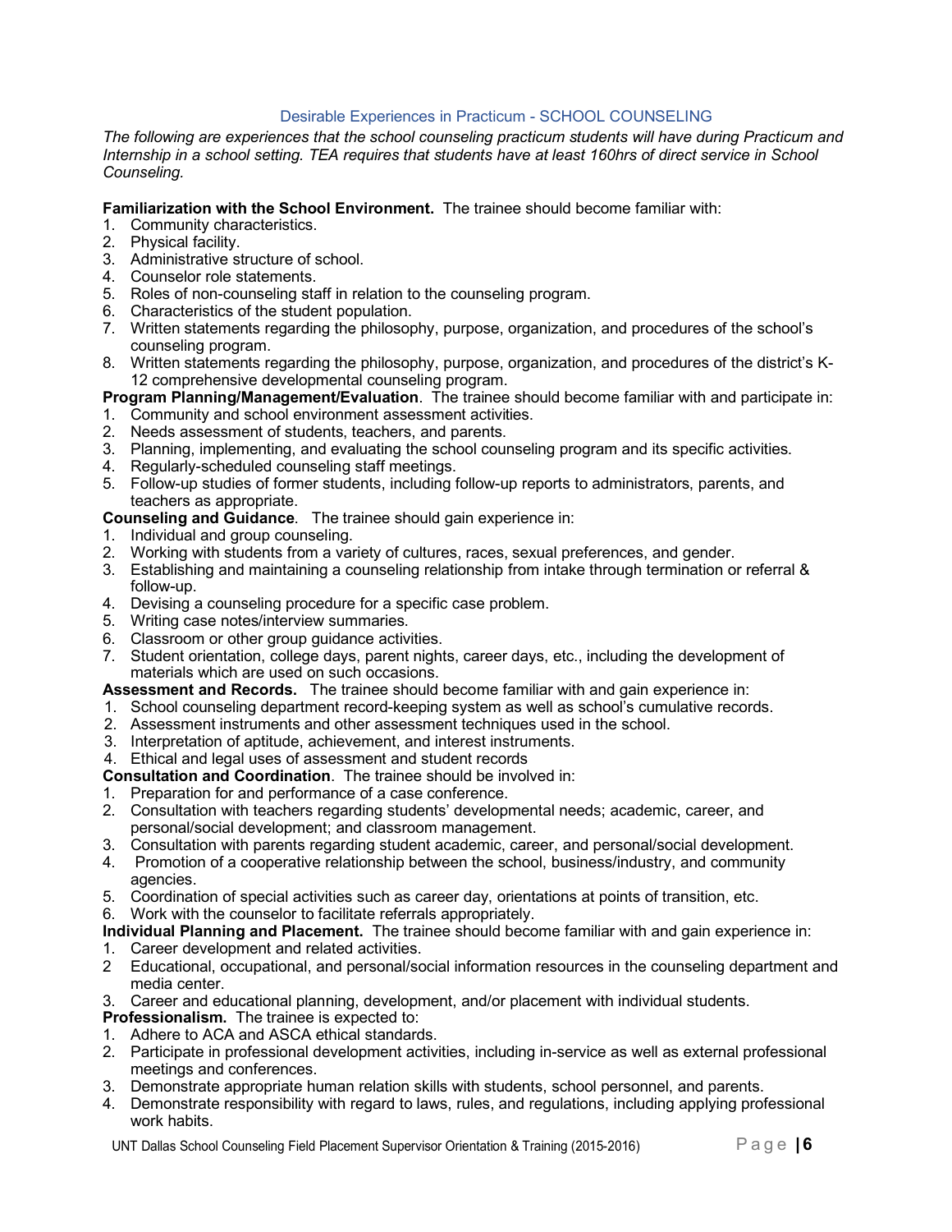## Desirable Experiences in Practicum - SCHOOL COUNSELING

*The following are experiences that the school counseling practicum students will have during Practicum and Internship in a school setting. TEA requires that students have at least 160hrs of direct service in School Counseling.*

**Familiarization with the School Environment.** The trainee should become familiar with:

1. Community characteristics.
2. Physical facility.
3. Administrative structure of school.
4. Counselor role statements.
5. Roles of non-counseling staff in relation to the counseling program.
6. Characteristics of the student population.
7. Written statements regarding the philosophy, purpose, organization, and procedures of the school's counseling program.
8. Written statements regarding the philosophy, purpose, organization, and procedures of the district's K-12 comprehensive developmental counseling program.

**Program Planning/Management/Evaluation**. The trainee should become familiar with and participate in:

1. Community and school environment assessment activities.
2. Needs assessment of students, teachers, and parents.
3. Planning, implementing, and evaluating the school counseling program and its specific activities.
4. Regularly-scheduled counseling staff meetings.
5. Follow-up studies of former students, including follow-up reports to administrators, parents, and teachers as appropriate.

**Counseling and Guidance**. The trainee should gain experience in:

1. Individual and group counseling.
2. Working with students from a variety of cultures, races, sexual preferences, and gender.
3. Establishing and maintaining a counseling relationship from intake through termination or referral & follow-up.
4. Devising a counseling procedure for a specific case problem.
5. Writing case notes/interview summaries.
6. Classroom or other group guidance activities.
7. Student orientation, college days, parent nights, career days, etc., including the development of materials which are used on such occasions.

**Assessment and Records.** The trainee should become familiar with and gain experience in:

1. School counseling department record-keeping system as well as school's cumulative records.
2. Assessment instruments and other assessment techniques used in the school.
3. Interpretation of aptitude, achievement, and interest instruments.
4. Ethical and legal uses of assessment and student records

**Consultation and Coordination**. The trainee should be involved in:

1. Preparation for and performance of a case conference.
2. Consultation with teachers regarding students' developmental needs; academic, career, and personal/social development; and classroom management.
3. Consultation with parents regarding student academic, career, and personal/social development.
4. Promotion of a cooperative relationship between the school, business/industry, and community agencies.
5. Coordination of special activities such as career day, orientations at points of transition, etc.
6. Work with the counselor to facilitate referrals appropriately.

**Individual Planning and Placement.** The trainee should become familiar with and gain experience in:

1. Career development and related activities.
2. Educational, occupational, and personal/social information resources in the counseling department and media center.
3. Career and educational planning, development, and/or placement with individual students.

**Professionalism.** The trainee is expected to:

1. Adhere to ACA and ASCA ethical standards.
2. Participate in professional development activities, including in-service as well as external professional meetings and conferences.
3. Demonstrate appropriate human relation skills with students, school personnel, and parents.
4. Demonstrate responsibility with regard to laws, rules, and regulations, including applying professional work habits.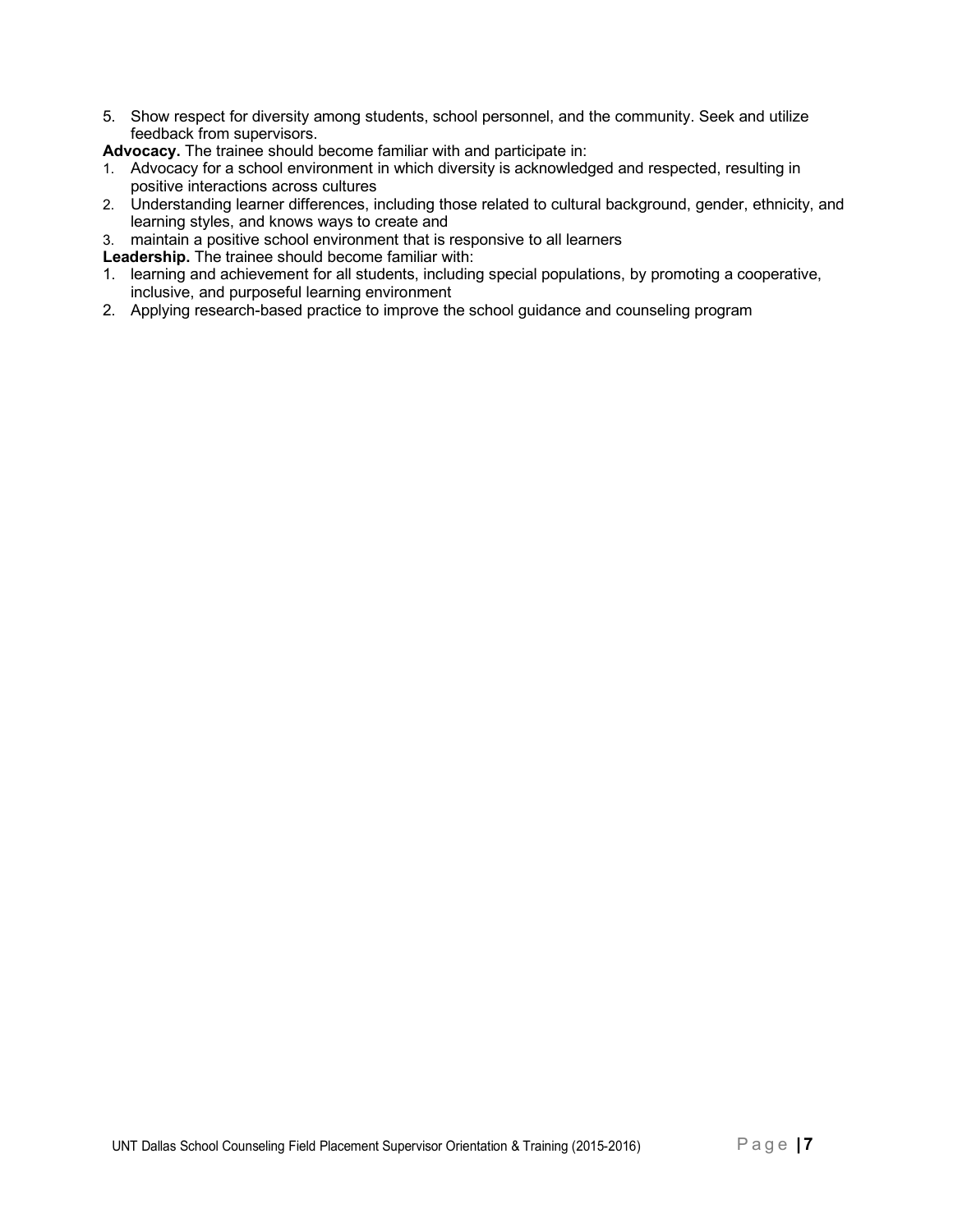5. Show respect for diversity among students, school personnel, and the community. Seek and utilize feedback from supervisors.

**Advocacy.** The trainee should become familiar with and participate in:

1. Advocacy for a school environment in which diversity is acknowledged and respected, resulting in positive interactions across cultures
2. Understanding learner differences, including those related to cultural background, gender, ethnicity, and learning styles, and knows ways to create and
3. maintain a positive school environment that is responsive to all learners

**Leadership.** The trainee should become familiar with:

1. learning and achievement for all students, including special populations, by promoting a cooperative, inclusive, and purposeful learning environment
2. Applying research-based practice to improve the school guidance and counseling program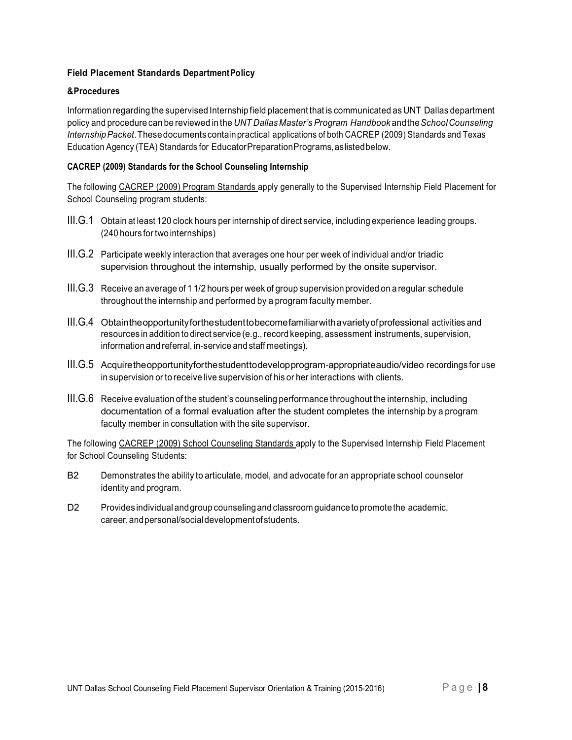**Field Placement Standards Department Policy**

**& Procedures**

Information regarding the supervised Internship field placement that is communicated as UNT Dallas department policy and procedure can be reviewed in the *UNT Dallas Master's Program Handbook* and the *School Counseling Internship Packet*. These documents contain practical applications of both CACREP (2009) Standards and Texas Education Agency (TEA) Standards for Educator Preparation Programs, as listed below.

**CACREP (2009) Standards for the School Counseling Internship**

The following CACREP (2009) Program Standards apply generally to the Supervised Internship Field Placement for School Counseling program students:

- III.G.1 Obtain at least 120 clock hours per internship of direct service, including experience leading groups. (240 hours for two internships)
- III.G.2 Participate weekly interaction that averages one hour per week of individual and/or triadic supervision throughout the internship, usually performed by the onsite supervisor.
- III.G.3 Receive an average of 1 1/2 hours per week of group supervision provided on a regular schedule throughout the internship and performed by a program faculty member.
- III.G.4 Obtain the opportunity for the student to become familiar with a variety of professional activities and resources in addition to direct service (e.g., record keeping, assessment instruments, supervision, information and referral, in-service and staff meetings).
- III.G.5 Acquire the opportunity for the student to develop program-appropriate audio/video recordings for use in supervision or to receive live supervision of his or her interactions with clients.
- III.G.6 Receive evaluation of the student's counseling performance throughout the internship, including documentation of a formal evaluation after the student completes the internship by a program faculty member in consultation with the site supervisor.

The following CACREP (2009) School Counseling Standards apply to the Supervised Internship Field Placement for School Counseling Students:

- B2 Demonstrates the ability to articulate, model, and advocate for an appropriate school counselor identity and program.
- D2 Provides individual and group counseling and classroom guidance to promote the academic, career, and personal/social development of students.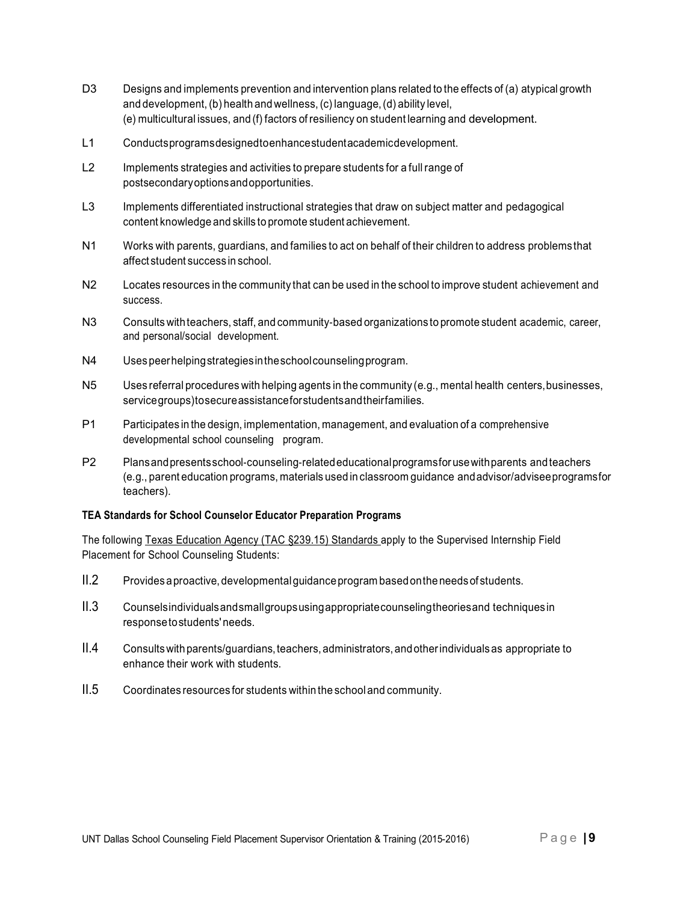D3 Designs and implements prevention and intervention plans related to the effects of (a) atypical growth and development, (b) health and wellness, (c) language, (d) ability level, (e) multicultural issues, and (f) factors of resiliency on student learning and development.

L1 Conducts programs designed to enhance student academic development.

L2 Implements strategies and activities to prepare students for a full range of postsecondary options and opportunities.

L3 Implements differentiated instructional strategies that draw on subject matter and pedagogical content knowledge and skills to promote student achievement.

N1 Works with parents, guardians, and families to act on behalf of their children to address problems that affect student success in school.

N2 Locates resources in the community that can be used in the school to improve student achievement and success.

N3 Consults with teachers, staff, and community-based organizations to promote student academic, career, and personal/social development.

N4 Uses peer helping strategies in the school counseling program.

N5 Uses referral procedures with helping agents in the community (e.g., mental health centers, businesses, service groups) to secure assistance for students and their families.

P1 Participates in the design, implementation, management, and evaluation of a comprehensive developmental school counseling program.

P2 Plans and presents school-counseling-related educational programs for use with parents and teachers (e.g., parent education programs, materials used in classroom guidance and advisor/advisee programs for teachers).

**TEA Standards for School Counselor Educator Preparation Programs**

The following Texas Education Agency (TAC §239.15) Standards apply to the Supervised Internship Field Placement for School Counseling Students:

II.2 Provides a proactive, developmental guidance program based on the needs of students.

II.3 Counsels individuals and small groups using appropriate counseling theories and techniques in response to students' needs.

II.4 Consults with parents/guardians, teachers, administrators, and other individuals as appropriate to enhance their work with students.

II.5 Coordinates resources for students within the school and community.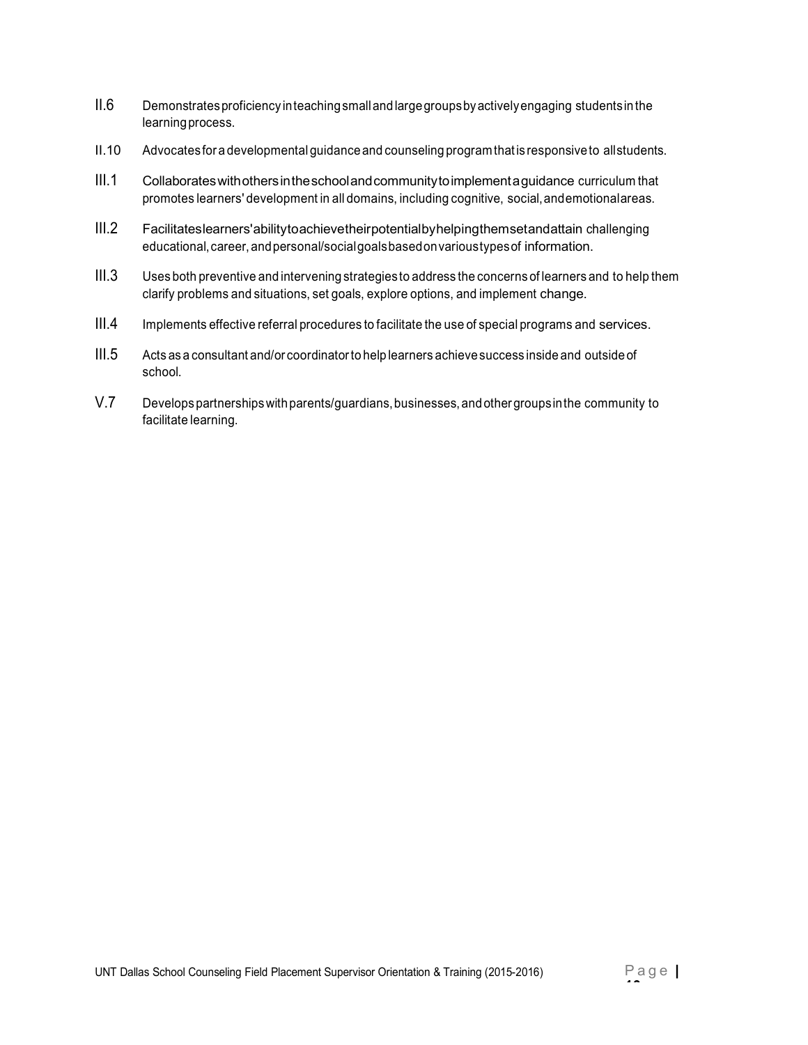II.6 Demonstrates proficiency in teaching small and large groups by actively engaging students in the learning process.

II.10 Advocates for a developmental guidance and counseling program that is responsive to all students.

III.1 Collaborates with others in the school and community to implement a guidance curriculum that promotes learners' development in all domains, including cognitive, social, and emotional areas.

III.2 Facilitates learners' ability to achieve their potential by helping them set and attain challenging educational, career, and personal/social goals based on various types of information.

III.3 Uses both preventive and intervening strategies to address the concerns of learners and to help them clarify problems and situations, set goals, explore options, and implement change.

III.4 Implements effective referral procedures to facilitate the use of special programs and services.

III.5 Acts as a consultant and/or coordinator to help learners achieve success inside and outside of school.

V.7 Develops partnerships with parents/guardians, businesses, and other groups in the community to facilitate learning.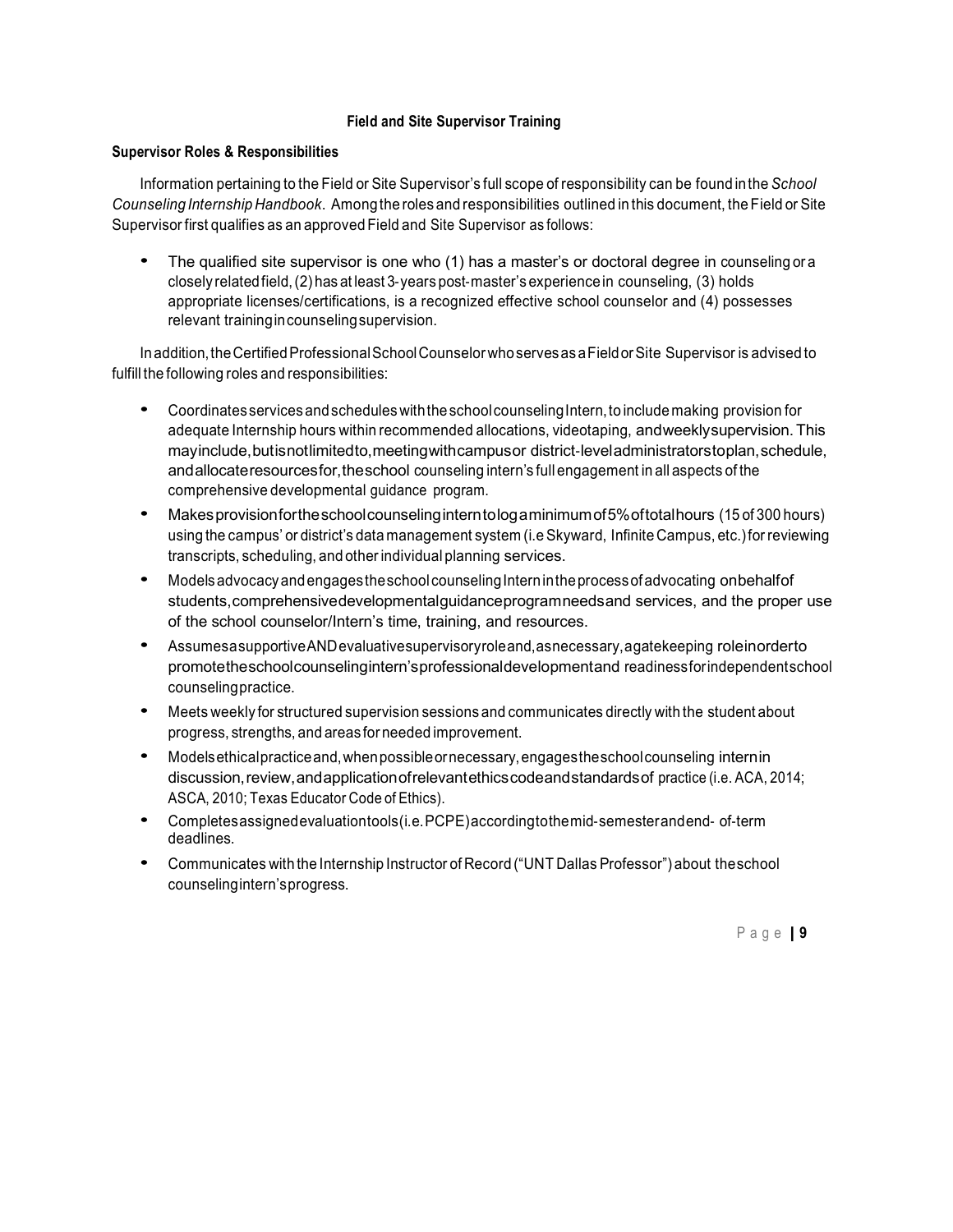## Field and Site Supervisor Training

### Supervisor Roles & Responsibilities

Information pertaining to the Field or Site Supervisor's full scope of responsibility can be found in the *School Counseling Internship Handbook*. Among the roles and responsibilities outlined in this document, the Field or Site Supervisor first qualifies as an approved Field and Site Supervisor as follows:

- The qualified site supervisor is one who (1) has a master's or doctoral degree in counseling or a closely related field, (2) has at least 3-years post-master's experience in counseling, (3) holds appropriate licenses/certifications, is a recognized effective school counselor and (4) possesses relevant training in counseling supervision.

In addition, the Certified Professional School Counselor who serves as a Field or Site Supervisor is advised to fulfill the following roles and responsibilities:

- Coordinates services and schedules with the school counseling Intern, to include making provision for adequate Internship hours within recommended allocations, videotaping, and weekly supervision. This may include, but is not limited to, meeting with campus or district-level administrators to plan, schedule, and allocate resources for, the school counseling intern's full engagement in all aspects of the comprehensive developmental guidance program.
- Makes provision for the school counseling intern to log a minimum of 5% of total hours (15 of 300 hours) using the campus' or district's data management system (i.e Skyward, Infinite Campus, etc.) for reviewing transcripts, scheduling, and other individual planning services.
- Models advocacy and engages the school counseling Intern in the process of advocating on behalf of students, comprehensive developmental guidance program needs and services, and the proper use of the school counselor/Intern's time, training, and resources.
- Assumes a supportive AND evaluative supervisory role and, as necessary, a gatekeeping role in order to promote the school counseling intern's professional development and readiness for independent school counseling practice.
- Meets weekly for structured supervision sessions and communicates directly with the student about progress, strengths, and areas for needed improvement.
- Models ethical practice and, when possible or necessary, engages the school counseling intern in discussion, review, and application of relevant ethics code and standards of practice (i.e. ACA, 2014; ASCA, 2010; Texas Educator Code of Ethics).
- Completes assigned evaluation tools (i.e. PCPE) according to the mid-semester and end- of-term deadlines.
- Communicates with the Internship Instructor of Record ("UNT Dallas Professor") about the school counseling intern's progress.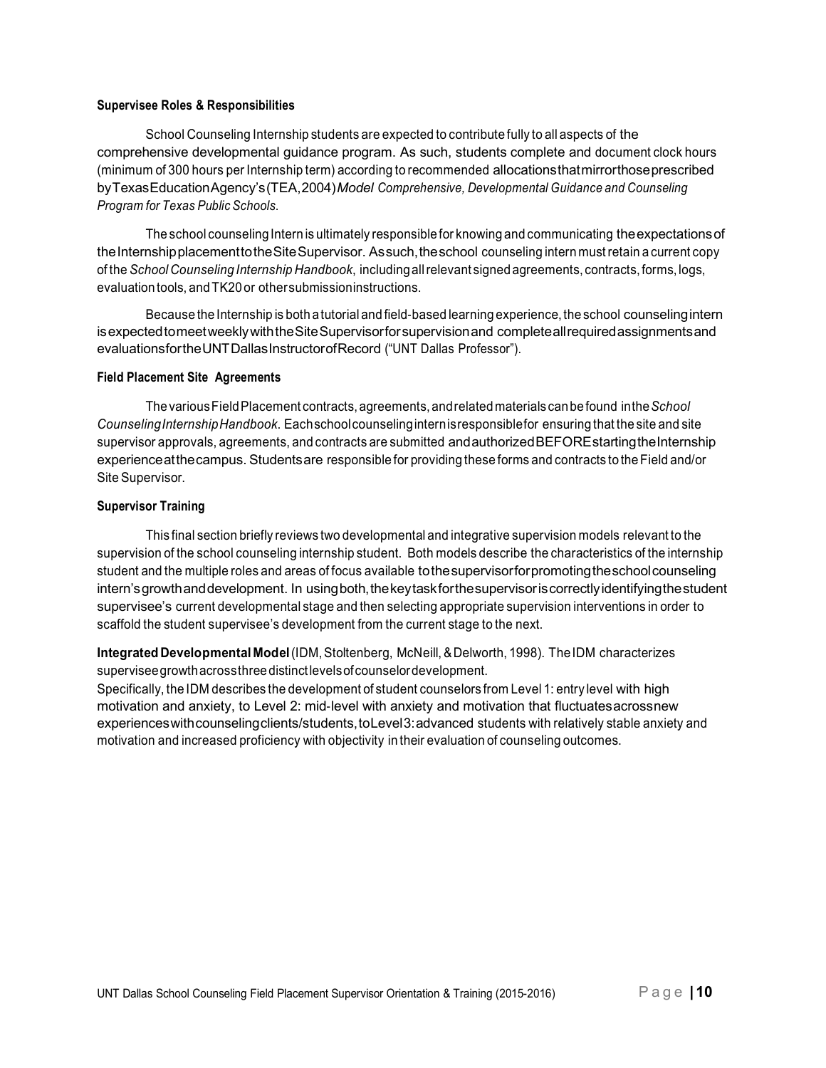**Supervisee Roles & Responsibilities**

School Counseling Internship students are expected to contribute fully to all aspects of the comprehensive developmental guidance program. As such, students complete and document clock hours (minimum of 300 hours per Internship term) according to recommended allocations that mirror those prescribed by Texas Education Agency's (TEA, 2004) *Model Comprehensive, Developmental Guidance and Counseling Program for Texas Public Schools*.

The school counseling Intern is ultimately responsible for knowing and communicating the expectations of the Internship placement to the Site Supervisor. As such, the school counseling intern must retain a current copy of the *School Counseling Internship Handbook*, including all relevant signed agreements, contracts, forms, logs, evaluation tools, and TK20 or other submission instructions.

Because the Internship is both a tutorial and field-based learning experience, the school counseling intern is expected to meet weekly with the Site Supervisor for supervision and complete all required assignments and evaluations for the UNT Dallas Instructor of Record ("UNT Dallas Professor").

**Field Placement Site Agreements**

The various Field Placement contracts, agreements, and related materials can be found in the *School Counseling Internship Handbook*. Each school counseling intern is responsible for ensuring that the site and site supervisor approvals, agreements, and contracts are submitted and authorized BEFORE starting the Internship experience at the campus. Students are responsible for providing these forms and contracts to the Field and/or Site Supervisor.

**Supervisor Training**

This final section briefly reviews two developmental and integrative supervision models relevant to the supervision of the school counseling internship student. Both models describe the characteristics of the internship student and the multiple roles and areas of focus available to the supervisor for promoting the school counseling intern's growth and development. In using both, the key task for the supervisor is correctly identifying the student supervisee's current developmental stage and then selecting appropriate supervision interventions in order to scaffold the student supervisee's development from the current stage to the next.

**Integrated Developmental Model** (IDM, Stoltenberg, McNeill, & Delworth, 1998). The IDM characterizes supervisee growth across three distinct levels of counselor development.
Specifically, the IDM describes the development of student counselors from Level 1: entry level with high motivation and anxiety, to Level 2: mid-level with anxiety and motivation that fluctuates across new experiences with counseling clients/students, to Level 3: advanced students with relatively stable anxiety and motivation and increased proficiency with objectivity in their evaluation of counseling outcomes.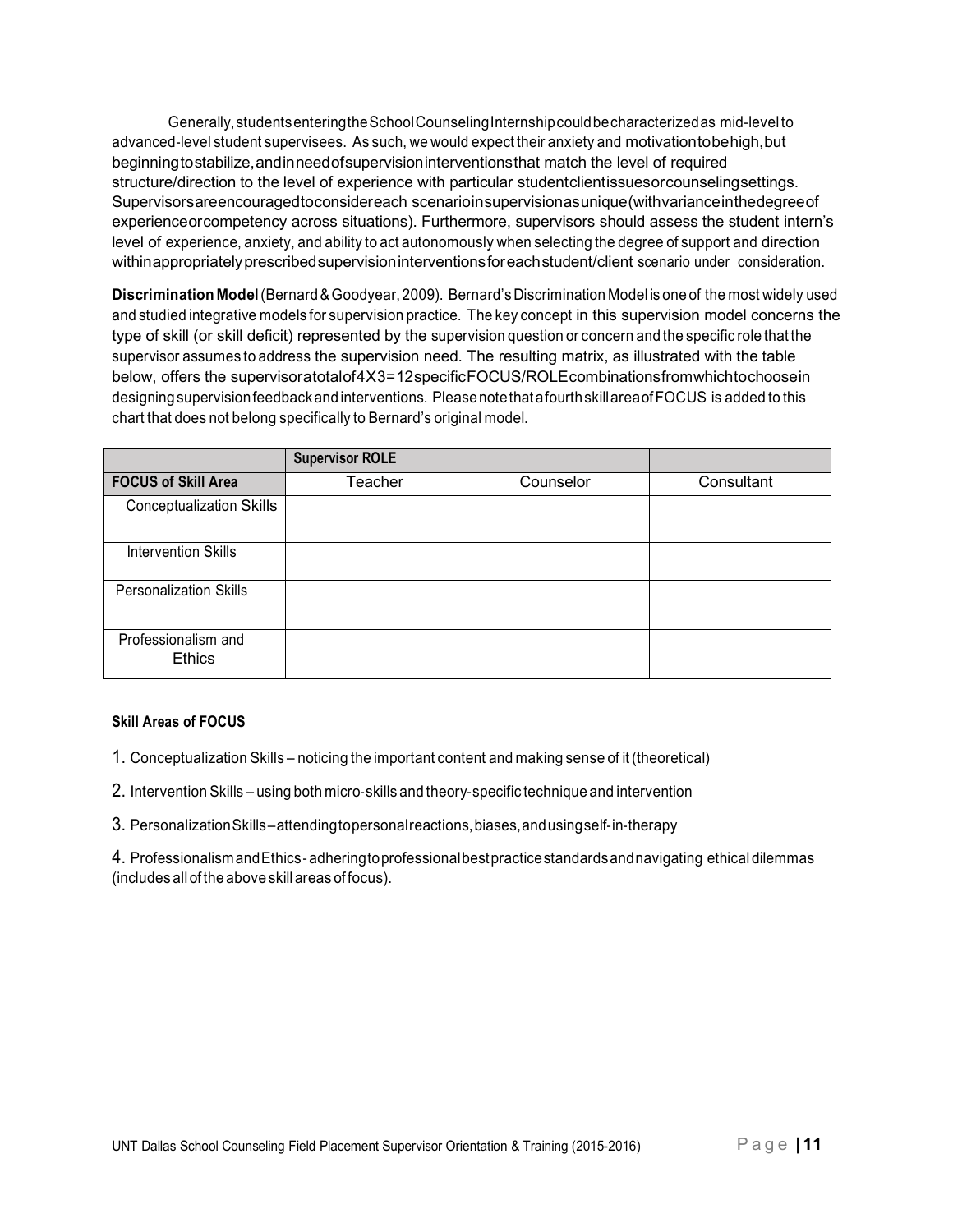Generally, students entering the School Counseling Internship could be characterized as mid-level to advanced-level student supervisees. As such, we would expect their anxiety and motivation to be high, but beginning to stabilize, and in need of supervision interventions that match the level of required structure/direction to the level of experience with particular student client issues or counseling settings. Supervisors are encouraged to consider each scenario in supervision as unique (with variance in the degree of experience or competency across situations). Furthermore, supervisors should assess the student intern's level of experience, anxiety, and ability to act autonomously when selecting the degree of support and direction within appropriately prescribed supervision interventions for each student/client scenario under consideration.

**Discrimination Model** (Bernard & Goodyear, 2009). Bernard's Discrimination Model is one of the most widely used and studied integrative models for supervision practice. The key concept in this supervision model concerns the type of skill (or skill deficit) represented by the supervision question or concern and the specific role that the supervisor assumes to address the supervision need. The resulting matrix, as illustrated with the table below, offers the supervisor a total of 4X3=12 specific FOCUS/ROLE combinations from which to choose in designing supervision feedback and interventions. Please note that a fourth skill area of FOCUS is added to this chart that does not belong specifically to Bernard's original model.

| | **Supervisor ROLE** | | |
|---|---|---|---|
| **FOCUS of Skill Area** | Teacher | Counselor | Consultant |
| Conceptualization Skills | | | |
| Intervention Skills | | | |
| Personalization Skills | | | |
| Professionalism and Ethics | | | |

**Skill Areas of FOCUS**

1. Conceptualization Skills – noticing the important content and making sense of it (theoretical)
2. Intervention Skills – using both micro-skills and theory-specific technique and intervention
3. Personalization Skills – attending to personal reactions, biases, and using self-in-therapy
4. Professionalism and Ethics - adhering to professional best practice standards and navigating ethical dilemmas (includes all of the above skill areas of focus).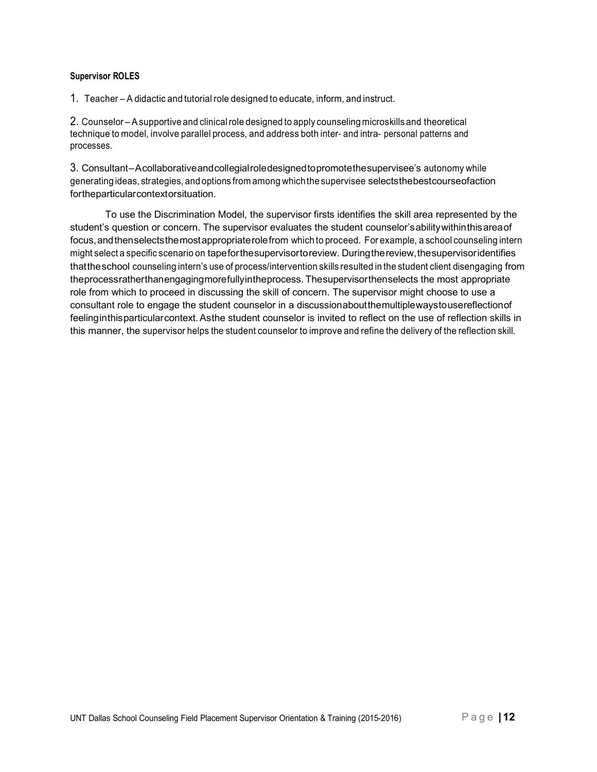**Supervisor ROLES**

1. Teacher – A didactic and tutorial role designed to educate, inform, and instruct.

2. Counselor – A supportive and clinical role designed to apply counseling microskills and theoretical technique to model, involve parallel process, and address both inter- and intra- personal patterns and processes.

3. Consultant – A collaborative and collegial role designed to promote the supervisee's autonomy while generating ideas, strategies, and options from among which the supervisee selects the best course of action for the particular context or situation.

To use the Discrimination Model, the supervisor firsts identifies the skill area represented by the student's question or concern. The supervisor evaluates the student counselor's ability within this area of focus, and then selects the most appropriate role from which to proceed. For example, a school counseling intern might select a specific scenario on tape for the supervisor to review. During the review, the supervisor identifies that the school counseling intern's use of process/intervention skills resulted in the student client disengaging from the process rather than engaging more fully in the process. The supervisor then selects the most appropriate role from which to proceed in discussing the skill of concern. The supervisor might choose to use a consultant role to engage the student counselor in a discussion about the multiple ways to use reflection of feeling in this particular context. As the student counselor is invited to reflect on the use of reflection skills in this manner, the supervisor helps the student counselor to improve and refine the delivery of the reflection skill.